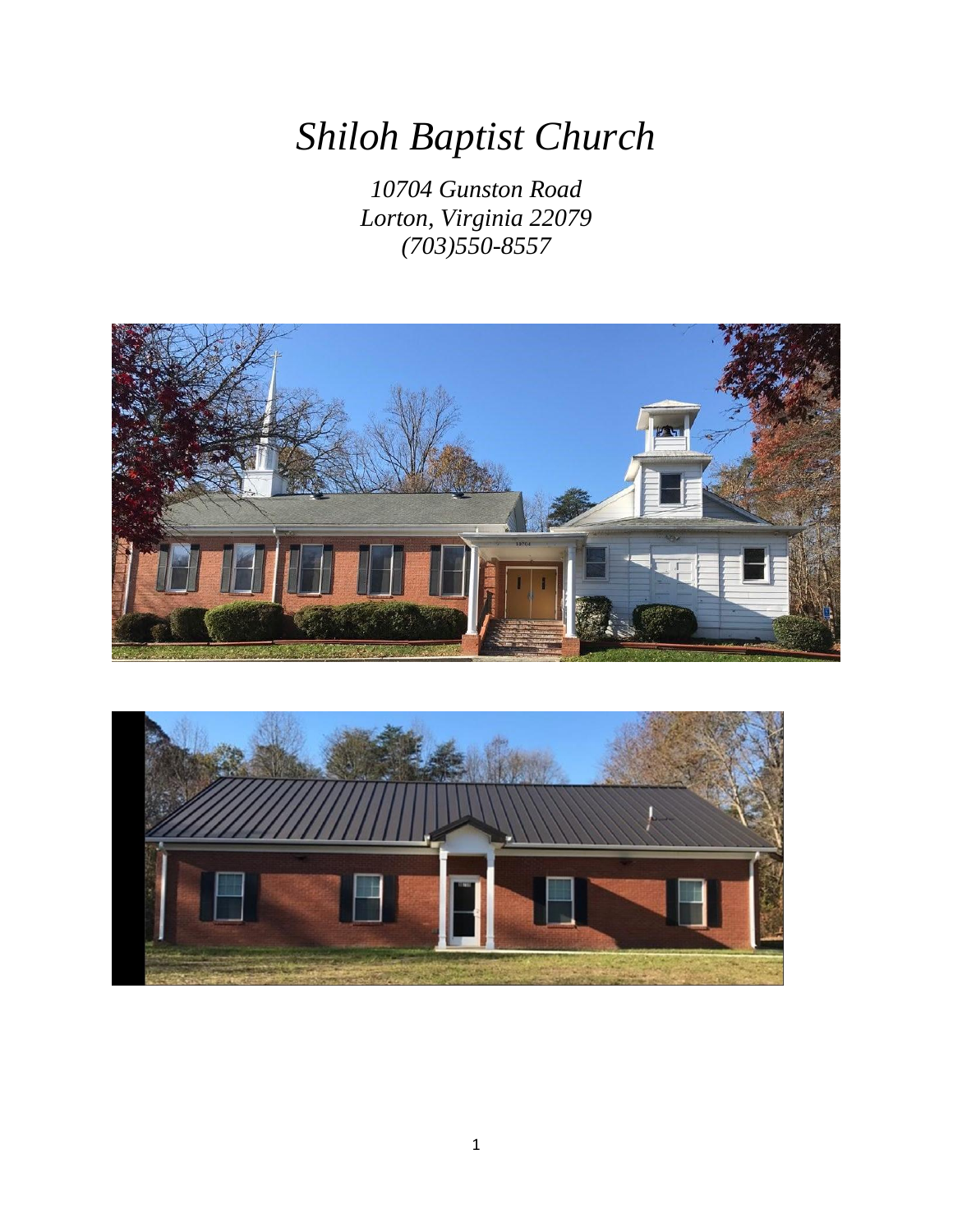# *Shiloh Baptist Church*

*10704 Gunston Road*
*Lorton, Virginia 22079*
*(703)550-8557*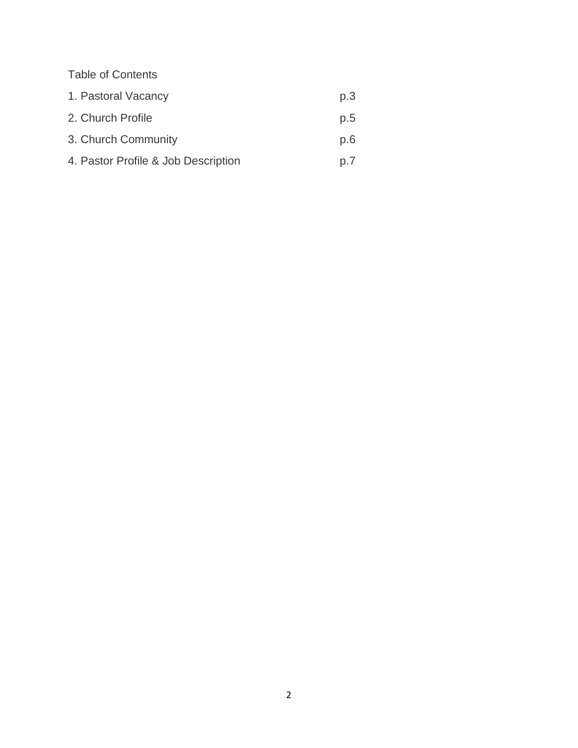Table of Contents

| | |
|---|---|
| 1. Pastoral Vacancy | p.3 |
| 2. Church Profile | p.5 |
| 3. Church Community | p.6 |
| 4. Pastor Profile & Job Description | p.7 |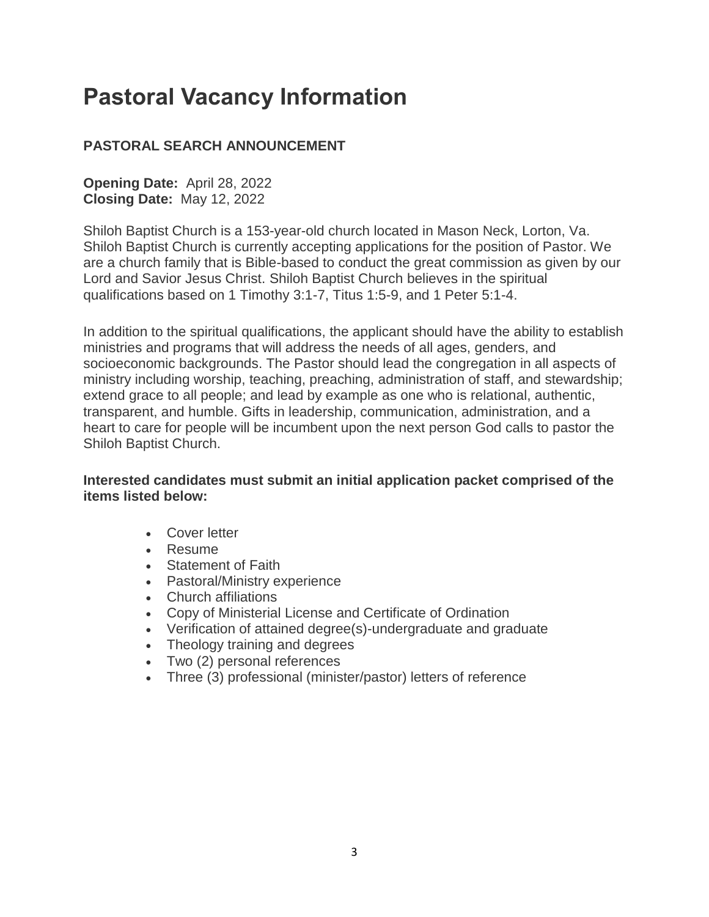# Pastoral Vacancy Information

### PASTORAL SEARCH ANNOUNCEMENT

**Opening Date:** April 28, 2022
**Closing Date:** May 12, 2022

Shiloh Baptist Church is a 153-year-old church located in Mason Neck, Lorton, Va. Shiloh Baptist Church is currently accepting applications for the position of Pastor. We are a church family that is Bible-based to conduct the great commission as given by our Lord and Savior Jesus Christ. Shiloh Baptist Church believes in the spiritual qualifications based on 1 Timothy 3:1-7, Titus 1:5-9, and 1 Peter 5:1-4.

In addition to the spiritual qualifications, the applicant should have the ability to establish ministries and programs that will address the needs of all ages, genders, and socioeconomic backgrounds. The Pastor should lead the congregation in all aspects of ministry including worship, teaching, preaching, administration of staff, and stewardship; extend grace to all people; and lead by example as one who is relational, authentic, transparent, and humble. Gifts in leadership, communication, administration, and a heart to care for people will be incumbent upon the next person God calls to pastor the Shiloh Baptist Church.

**Interested candidates must submit an initial application packet comprised of the items listed below:**

- Cover letter
- Resume
- Statement of Faith
- Pastoral/Ministry experience
- Church affiliations
- Copy of Ministerial License and Certificate of Ordination
- Verification of attained degree(s)-undergraduate and graduate
- Theology training and degrees
- Two (2) personal references
- Three (3) professional (minister/pastor) letters of reference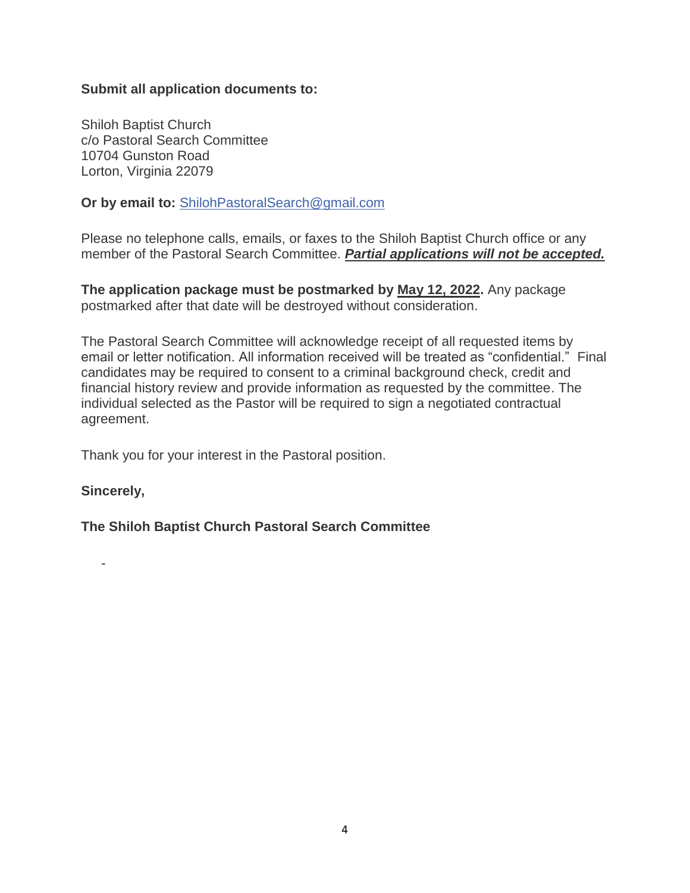**Submit all application documents to:**

Shiloh Baptist Church
c/o Pastoral Search Committee
10704 Gunston Road
Lorton, Virginia 22079

**Or by email to:** ShilohPastoralSearch@gmail.com

Please no telephone calls, emails, or faxes to the Shiloh Baptist Church office or any member of the Pastoral Search Committee. ***Partial applications will not be accepted.***

**The application package must be postmarked by May 12, 2022.** Any package postmarked after that date will be destroyed without consideration.

The Pastoral Search Committee will acknowledge receipt of all requested items by email or letter notification. All information received will be treated as "confidential." Final candidates may be required to consent to a criminal background check, credit and financial history review and provide information as requested by the committee. The individual selected as the Pastor will be required to sign a negotiated contractual agreement.

Thank you for your interest in the Pastoral position.

**Sincerely,**

**The Shiloh Baptist Church Pastoral Search Committee**

-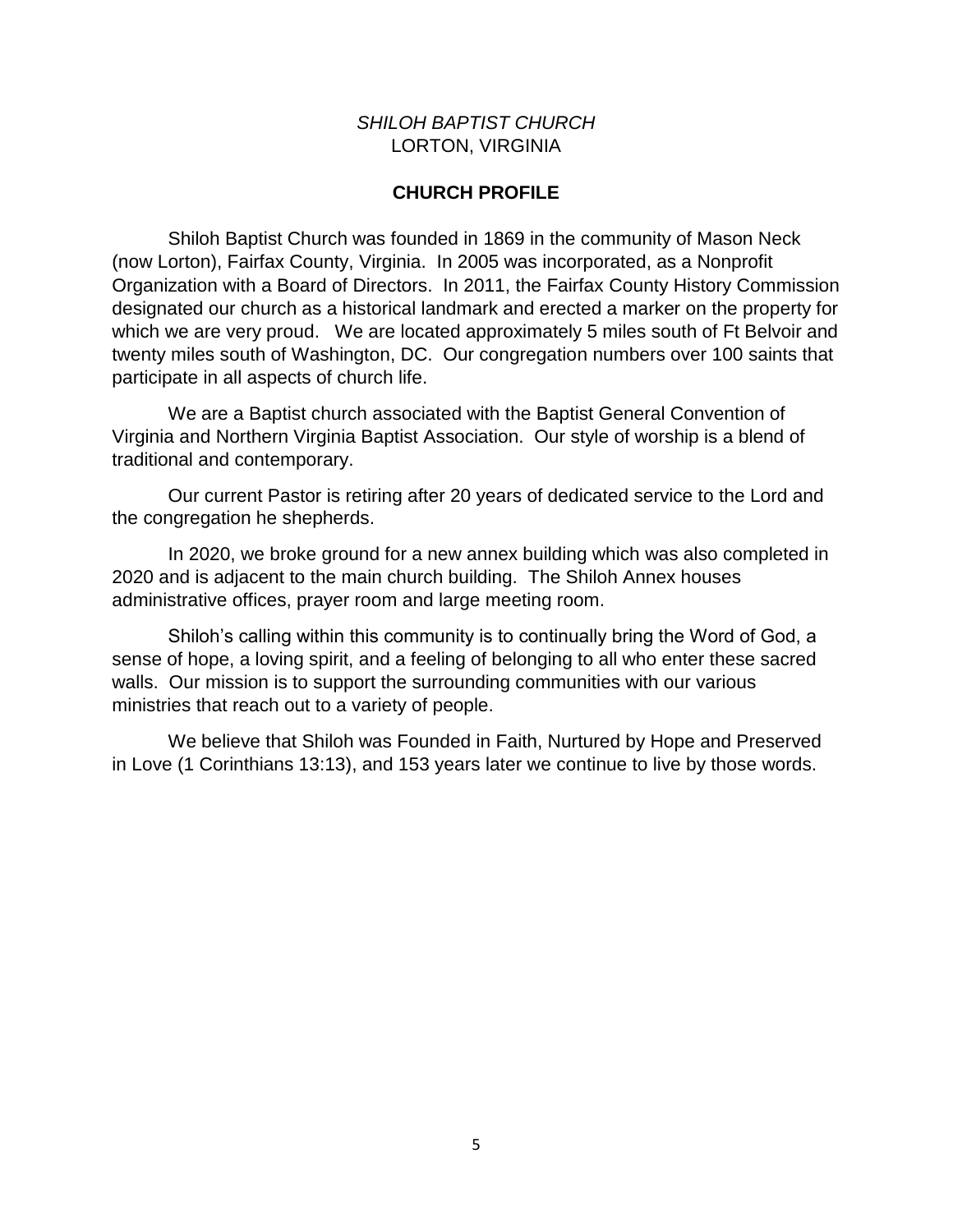*SHILOH BAPTIST CHURCH*
LORTON, VIRGINIA

**CHURCH PROFILE**

Shiloh Baptist Church was founded in 1869 in the community of Mason Neck (now Lorton), Fairfax County, Virginia. In 2005 was incorporated, as a Nonprofit Organization with a Board of Directors. In 2011, the Fairfax County History Commission designated our church as a historical landmark and erected a marker on the property for which we are very proud. We are located approximately 5 miles south of Ft Belvoir and twenty miles south of Washington, DC. Our congregation numbers over 100 saints that participate in all aspects of church life.

We are a Baptist church associated with the Baptist General Convention of Virginia and Northern Virginia Baptist Association. Our style of worship is a blend of traditional and contemporary.

Our current Pastor is retiring after 20 years of dedicated service to the Lord and the congregation he shepherds.

In 2020, we broke ground for a new annex building which was also completed in 2020 and is adjacent to the main church building. The Shiloh Annex houses administrative offices, prayer room and large meeting room.

Shiloh's calling within this community is to continually bring the Word of God, a sense of hope, a loving spirit, and a feeling of belonging to all who enter these sacred walls. Our mission is to support the surrounding communities with our various ministries that reach out to a variety of people.

We believe that Shiloh was Founded in Faith, Nurtured by Hope and Preserved in Love (1 Corinthians 13:13), and 153 years later we continue to live by those words.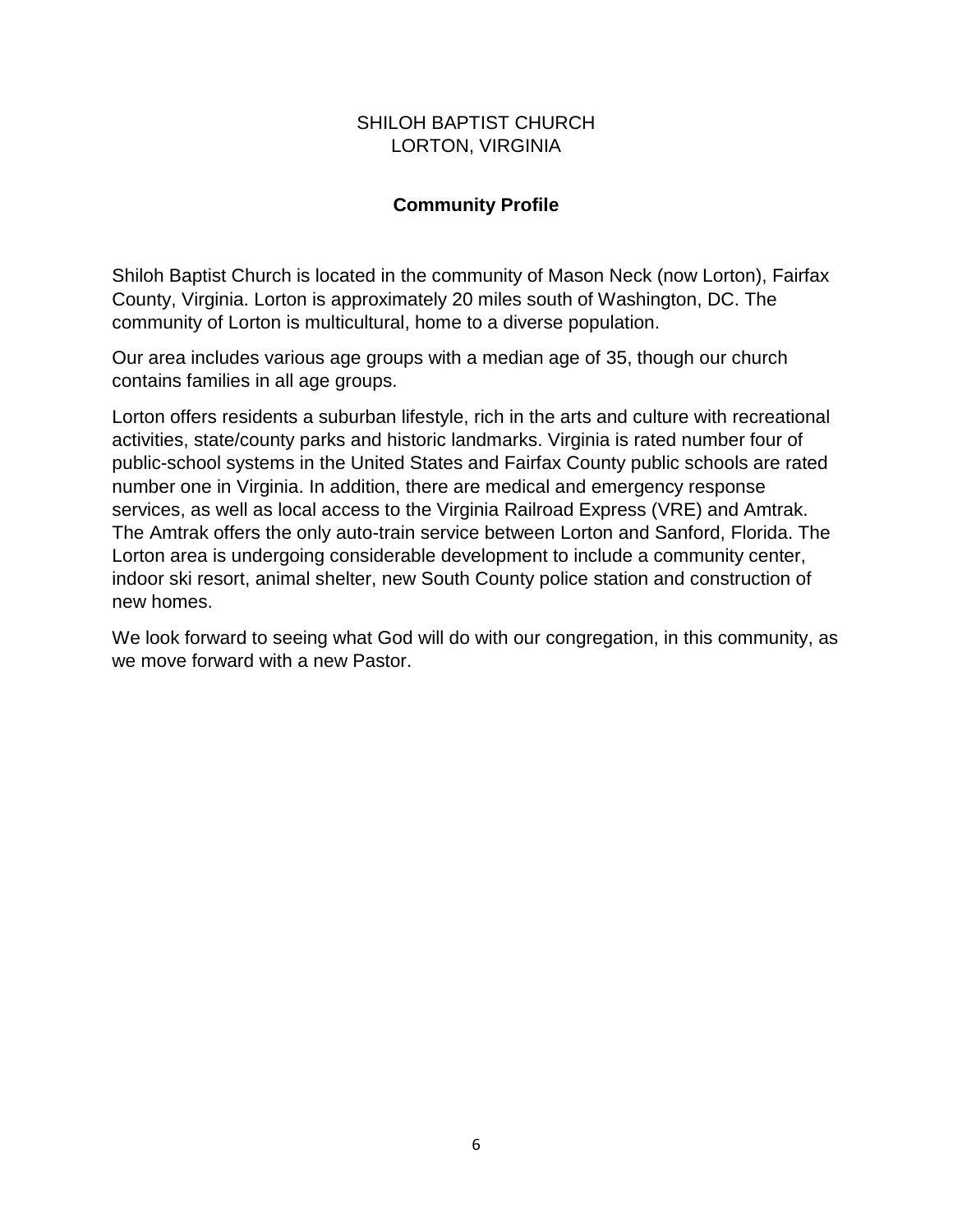SHILOH BAPTIST CHURCH
LORTON, VIRGINIA

## Community Profile

Shiloh Baptist Church is located in the community of Mason Neck (now Lorton), Fairfax County, Virginia. Lorton is approximately 20 miles south of Washington, DC. The community of Lorton is multicultural, home to a diverse population.

Our area includes various age groups with a median age of 35, though our church contains families in all age groups.

Lorton offers residents a suburban lifestyle, rich in the arts and culture with recreational activities, state/county parks and historic landmarks. Virginia is rated number four of public-school systems in the United States and Fairfax County public schools are rated number one in Virginia. In addition, there are medical and emergency response services, as well as local access to the Virginia Railroad Express (VRE) and Amtrak. The Amtrak offers the only auto-train service between Lorton and Sanford, Florida. The Lorton area is undergoing considerable development to include a community center, indoor ski resort, animal shelter, new South County police station and construction of new homes.

We look forward to seeing what God will do with our congregation, in this community, as we move forward with a new Pastor.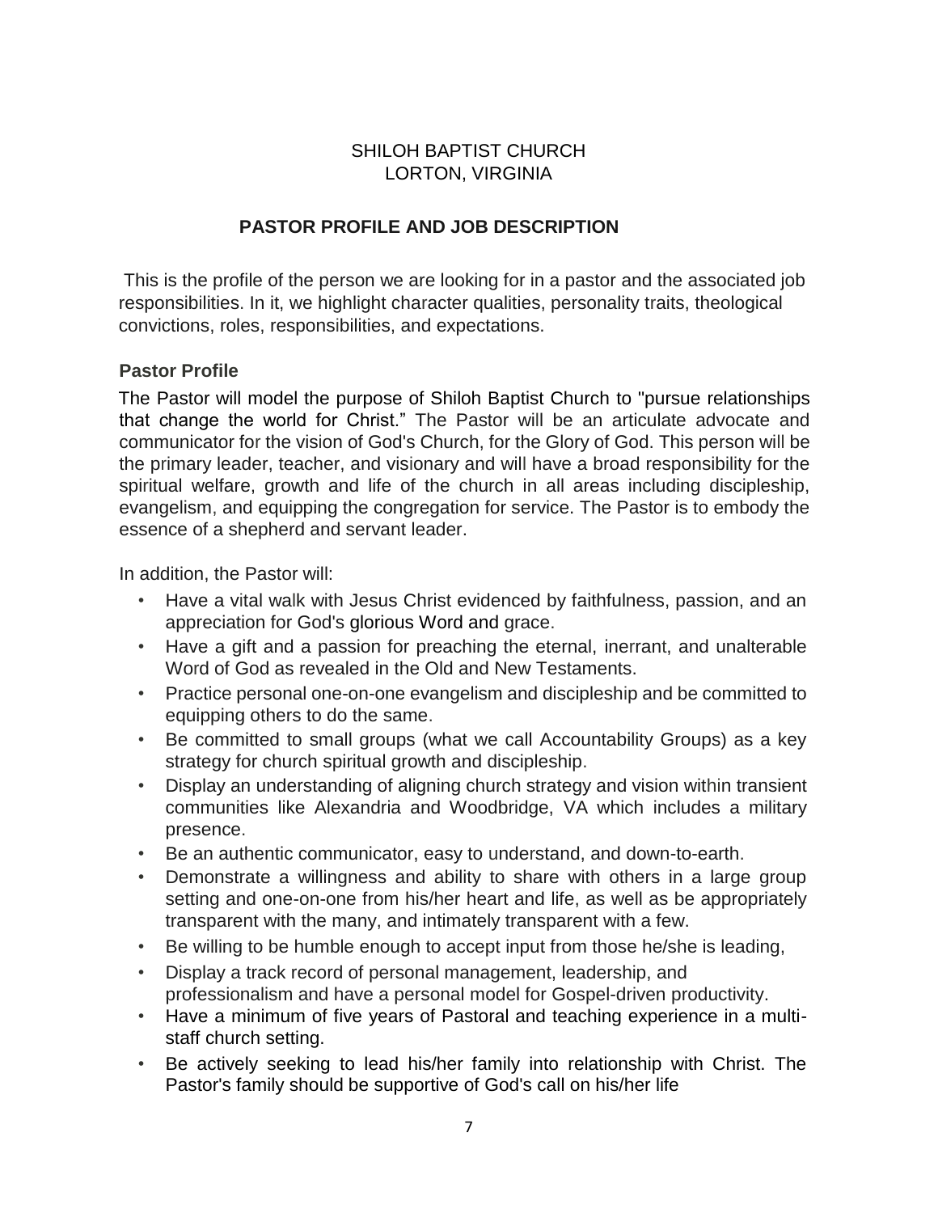SHILOH BAPTIST CHURCH
LORTON, VIRGINIA

## PASTOR PROFILE AND JOB DESCRIPTION

This is the profile of the person we are looking for in a pastor and the associated job responsibilities. In it, we highlight character qualities, personality traits, theological convictions, roles, responsibilities, and expectations.

### Pastor Profile

The Pastor will model the purpose of Shiloh Baptist Church to "pursue relationships that change the world for Christ." The Pastor will be an articulate advocate and communicator for the vision of God's Church, for the Glory of God. This person will be the primary leader, teacher, and visionary and will have a broad responsibility for the spiritual welfare, growth and life of the church in all areas including discipleship, evangelism, and equipping the congregation for service. The Pastor is to embody the essence of a shepherd and servant leader.

In addition, the Pastor will:

- Have a vital walk with Jesus Christ evidenced by faithfulness, passion, and an appreciation for God's glorious Word and grace.
- Have a gift and a passion for preaching the eternal, inerrant, and unalterable Word of God as revealed in the Old and New Testaments.
- Practice personal one-on-one evangelism and discipleship and be committed to equipping others to do the same.
- Be committed to small groups (what we call Accountability Groups) as a key strategy for church spiritual growth and discipleship.
- Display an understanding of aligning church strategy and vision within transient communities like Alexandria and Woodbridge, VA which includes a military presence.
- Be an authentic communicator, easy to understand, and down-to-earth.
- Demonstrate a willingness and ability to share with others in a large group setting and one-on-one from his/her heart and life, as well as be appropriately transparent with the many, and intimately transparent with a few.
- Be willing to be humble enough to accept input from those he/she is leading,
- Display a track record of personal management, leadership, and professionalism and have a personal model for Gospel-driven productivity.
- Have a minimum of five years of Pastoral and teaching experience in a multi-staff church setting.
- Be actively seeking to lead his/her family into relationship with Christ. The Pastor's family should be supportive of God's call on his/her life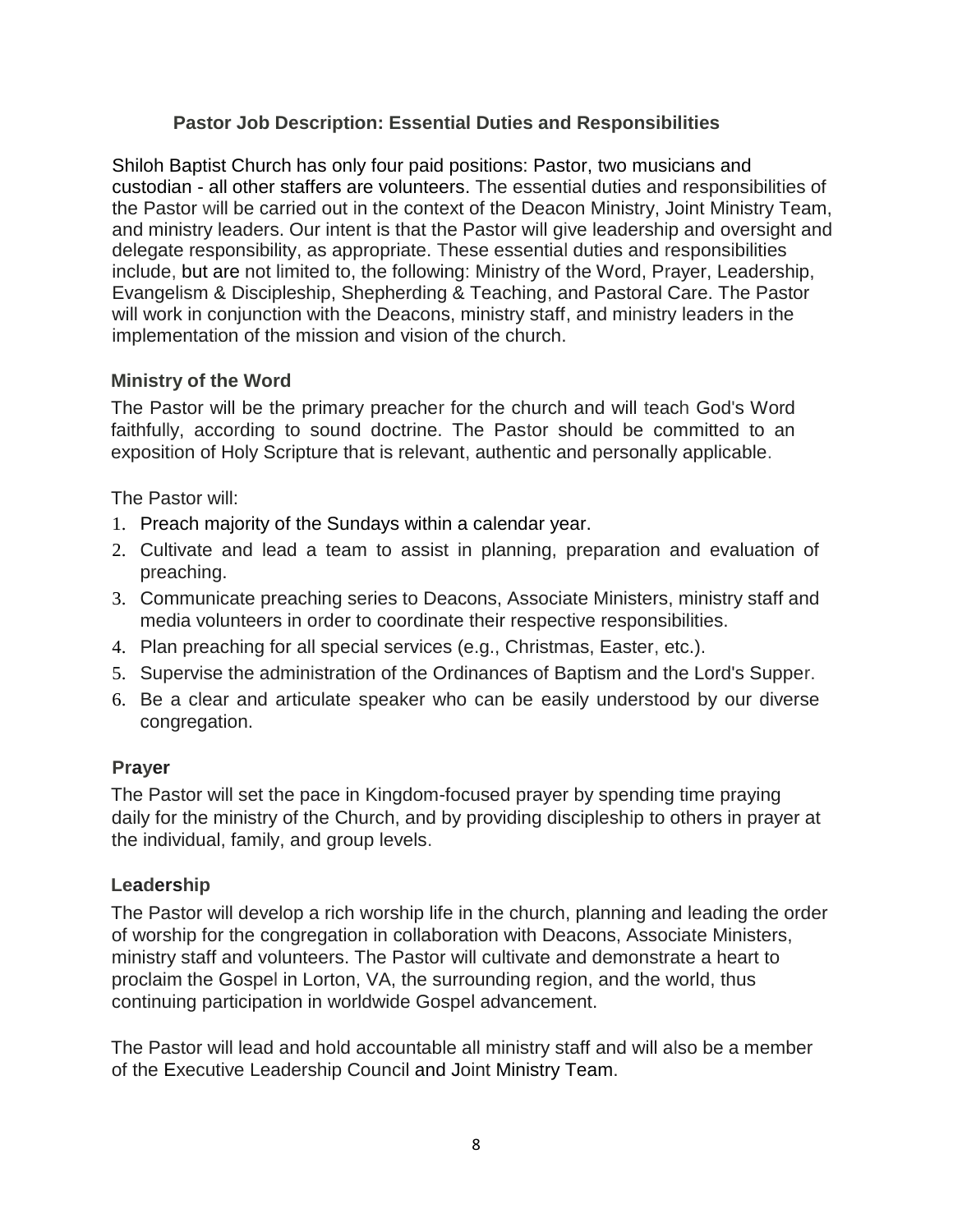## Pastor Job Description: Essential Duties and Responsibilities

Shiloh Baptist Church has only four paid positions: Pastor, two musicians and custodian - all other staffers are volunteers. The essential duties and responsibilities of the Pastor will be carried out in the context of the Deacon Ministry, Joint Ministry Team, and ministry leaders. Our intent is that the Pastor will give leadership and oversight and delegate responsibility, as appropriate. These essential duties and responsibilities include, but are not limited to, the following: Ministry of the Word, Prayer, Leadership, Evangelism & Discipleship, Shepherding & Teaching, and Pastoral Care. The Pastor will work in conjunction with the Deacons, ministry staff, and ministry leaders in the implementation of the mission and vision of the church.

### Ministry of the Word

The Pastor will be the primary preacher for the church and will teach God's Word faithfully, according to sound doctrine. The Pastor should be committed to an exposition of Holy Scripture that is relevant, authentic and personally applicable.

The Pastor will:

1. Preach majority of the Sundays within a calendar year.
2. Cultivate and lead a team to assist in planning, preparation and evaluation of preaching.
3. Communicate preaching series to Deacons, Associate Ministers, ministry staff and media volunteers in order to coordinate their respective responsibilities.
4. Plan preaching for all special services (e.g., Christmas, Easter, etc.).
5. Supervise the administration of the Ordinances of Baptism and the Lord's Supper.
6. Be a clear and articulate speaker who can be easily understood by our diverse congregation.

### Prayer

The Pastor will set the pace in Kingdom-focused prayer by spending time praying daily for the ministry of the Church, and by providing discipleship to others in prayer at the individual, family, and group levels.

### Leadership

The Pastor will develop a rich worship life in the church, planning and leading the order of worship for the congregation in collaboration with Deacons, Associate Ministers, ministry staff and volunteers. The Pastor will cultivate and demonstrate a heart to proclaim the Gospel in Lorton, VA, the surrounding region, and the world, thus continuing participation in worldwide Gospel advancement.

The Pastor will lead and hold accountable all ministry staff and will also be a member of the Executive Leadership Council and Joint Ministry Team.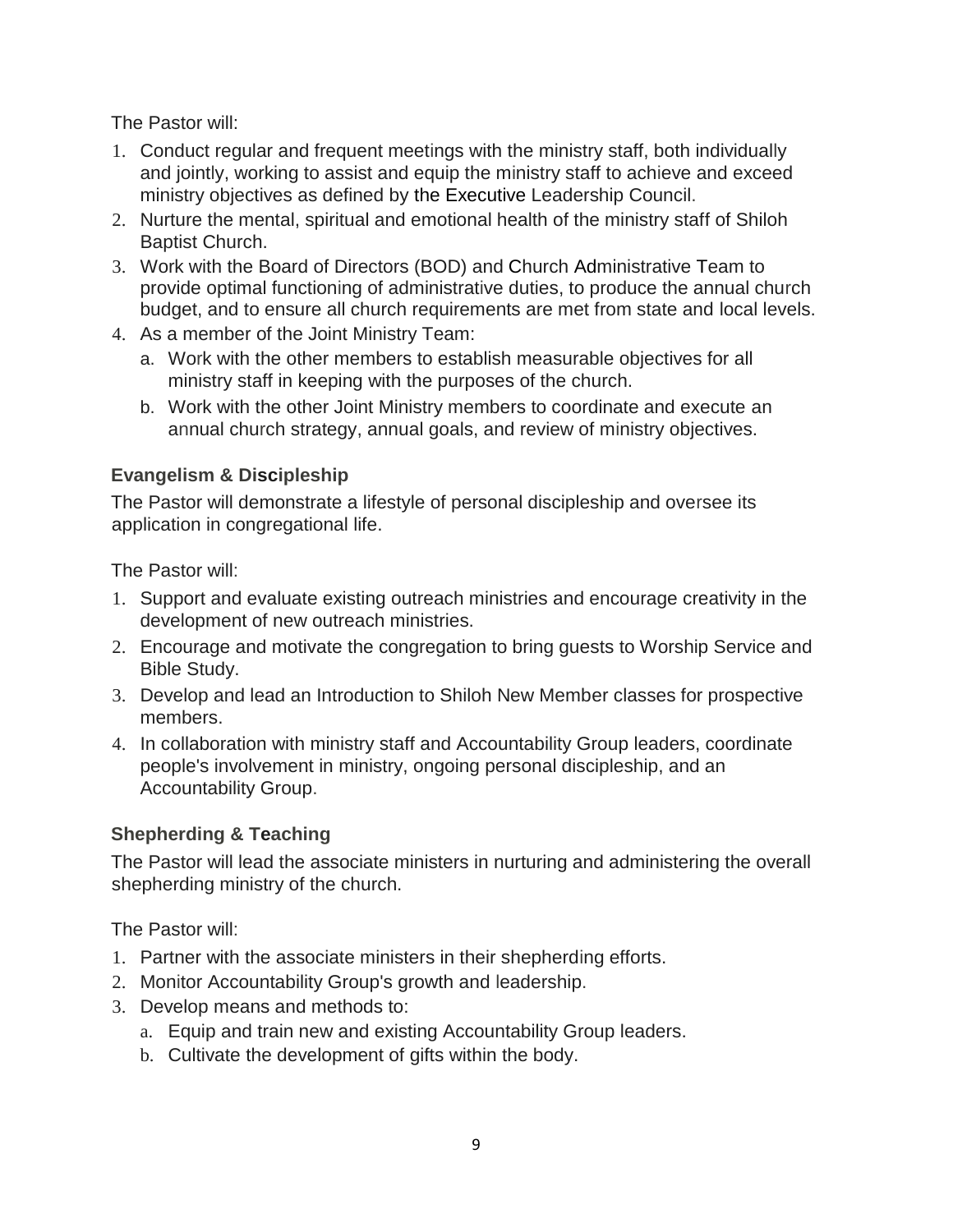The Pastor will:

1. Conduct regular and frequent meetings with the ministry staff, both individually and jointly, working to assist and equip the ministry staff to achieve and exceed ministry objectives as defined by the Executive Leadership Council.
2. Nurture the mental, spiritual and emotional health of the ministry staff of Shiloh Baptist Church.
3. Work with the Board of Directors (BOD) and Church Administrative Team to provide optimal functioning of administrative duties, to produce the annual church budget, and to ensure all church requirements are met from state and local levels.
4. As a member of the Joint Ministry Team:
   a. Work with the other members to establish measurable objectives for all ministry staff in keeping with the purposes of the church.
   b. Work with the other Joint Ministry members to coordinate and execute an annual church strategy, annual goals, and review of ministry objectives.

### Evangelism & Discipleship

The Pastor will demonstrate a lifestyle of personal discipleship and oversee its application in congregational life.

The Pastor will:

1. Support and evaluate existing outreach ministries and encourage creativity in the development of new outreach ministries.
2. Encourage and motivate the congregation to bring guests to Worship Service and Bible Study.
3. Develop and lead an Introduction to Shiloh New Member classes for prospective members.
4. In collaboration with ministry staff and Accountability Group leaders, coordinate people's involvement in ministry, ongoing personal discipleship, and an Accountability Group.

### Shepherding & Teaching

The Pastor will lead the associate ministers in nurturing and administering the overall shepherding ministry of the church.

The Pastor will:

1. Partner with the associate ministers in their shepherding efforts.
2. Monitor Accountability Group's growth and leadership.
3. Develop means and methods to:
   a. Equip and train new and existing Accountability Group leaders.
   b. Cultivate the development of gifts within the body.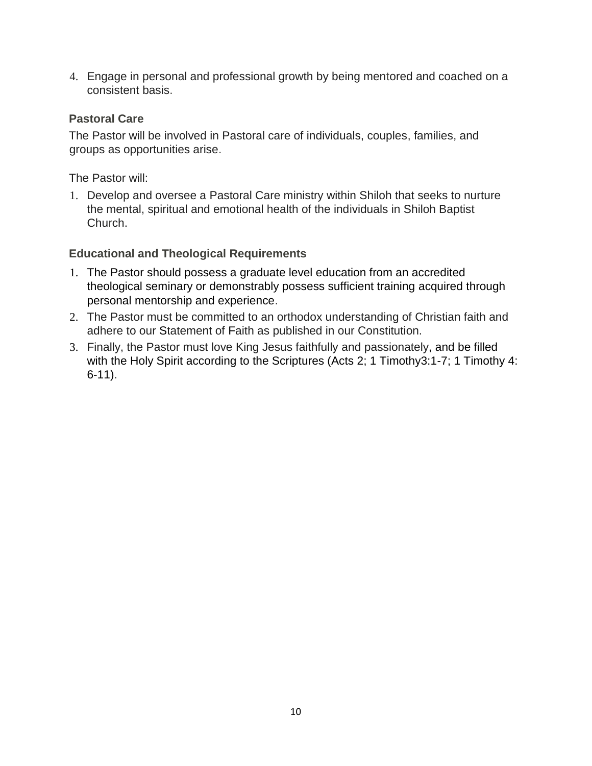4. Engage in personal and professional growth by being mentored and coached on a consistent basis.

### Pastoral Care

The Pastor will be involved in Pastoral care of individuals, couples, families, and groups as opportunities arise.

The Pastor will:

1. Develop and oversee a Pastoral Care ministry within Shiloh that seeks to nurture the mental, spiritual and emotional health of the individuals in Shiloh Baptist Church.

### Educational and Theological Requirements

1. The Pastor should possess a graduate level education from an accredited theological seminary or demonstrably possess sufficient training acquired through personal mentorship and experience.
2. The Pastor must be committed to an orthodox understanding of Christian faith and adhere to our Statement of Faith as published in our Constitution.
3. Finally, the Pastor must love King Jesus faithfully and passionately, and be filled with the Holy Spirit according to the Scriptures (Acts 2; 1 Timothy3:1-7; 1 Timothy 4: 6-11).